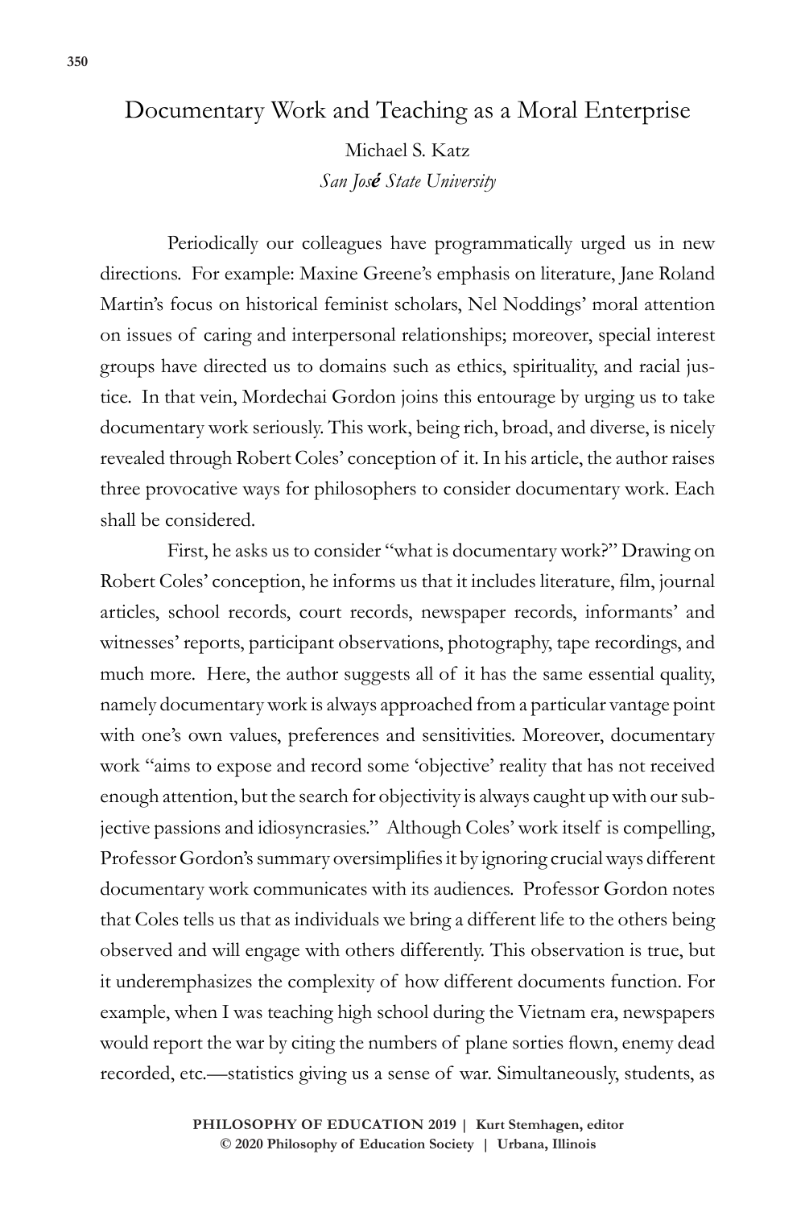# Documentary Work and Teaching as a Moral Enterprise

Michael S. Katz
*San José State University*

Periodically our colleagues have programmatically urged us in new directions. For example: Maxine Greene's emphasis on literature, Jane Roland Martin's focus on historical feminist scholars, Nel Noddings' moral attention on issues of caring and interpersonal relationships; moreover, special interest groups have directed us to domains such as ethics, spirituality, and racial justice. In that vein, Mordechai Gordon joins this entourage by urging us to take documentary work seriously. This work, being rich, broad, and diverse, is nicely revealed through Robert Coles' conception of it. In his article, the author raises three provocative ways for philosophers to consider documentary work. Each shall be considered.

First, he asks us to consider "what is documentary work?" Drawing on Robert Coles' conception, he informs us that it includes literature, film, journal articles, school records, court records, newspaper records, informants' and witnesses' reports, participant observations, photography, tape recordings, and much more. Here, the author suggests all of it has the same essential quality, namely documentary work is always approached from a particular vantage point with one's own values, preferences and sensitivities. Moreover, documentary work "aims to expose and record some 'objective' reality that has not received enough attention, but the search for objectivity is always caught up with our subjective passions and idiosyncrasies." Although Coles' work itself is compelling, Professor Gordon's summary oversimplifies it by ignoring crucial ways different documentary work communicates with its audiences. Professor Gordon notes that Coles tells us that as individuals we bring a different life to the others being observed and will engage with others differently. This observation is true, but it underemphasizes the complexity of how different documents function. For example, when I was teaching high school during the Vietnam era, newspapers would report the war by citing the numbers of plane sorties flown, enemy dead recorded, etc.—statistics giving us a sense of war. Simultaneously, students, as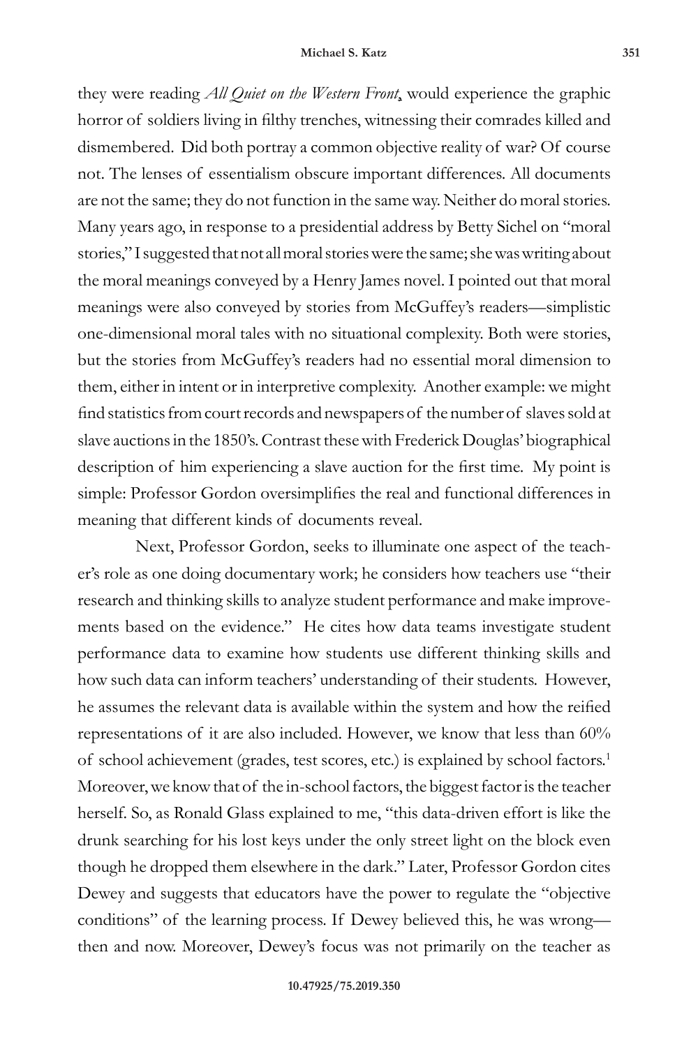they were reading *All Quiet on the Western Front*, would experience the graphic horror of soldiers living in filthy trenches, witnessing their comrades killed and dismembered. Did both portray a common objective reality of war? Of course not. The lenses of essentialism obscure important differences. All documents are not the same; they do not function in the same way. Neither do moral stories. Many years ago, in response to a presidential address by Betty Sichel on "moral stories," I suggested that not all moral stories were the same; she was writing about the moral meanings conveyed by a Henry James novel. I pointed out that moral meanings were also conveyed by stories from McGuffey's readers—simplistic one-dimensional moral tales with no situational complexity. Both were stories, but the stories from McGuffey's readers had no essential moral dimension to them, either in intent or in interpretive complexity. Another example: we might find statistics from court records and newspapers of the number of slaves sold at slave auctions in the 1850's. Contrast these with Frederick Douglas' biographical description of him experiencing a slave auction for the first time. My point is simple: Professor Gordon oversimplifies the real and functional differences in meaning that different kinds of documents reveal.

Next, Professor Gordon, seeks to illuminate one aspect of the teacher's role as one doing documentary work; he considers how teachers use "their research and thinking skills to analyze student performance and make improvements based on the evidence." He cites how data teams investigate student performance data to examine how students use different thinking skills and how such data can inform teachers' understanding of their students. However, he assumes the relevant data is available within the system and how the reified representations of it are also included. However, we know that less than 60% of school achievement (grades, test scores, etc.) is explained by school factors.[1] Moreover, we know that of the in-school factors, the biggest factor is the teacher herself. So, as Ronald Glass explained to me, "this data-driven effort is like the drunk searching for his lost keys under the only street light on the block even though he dropped them elsewhere in the dark." Later, Professor Gordon cites Dewey and suggests that educators have the power to regulate the "objective conditions" of the learning process. If Dewey believed this, he was wrong—then and now. Moreover, Dewey's focus was not primarily on the teacher as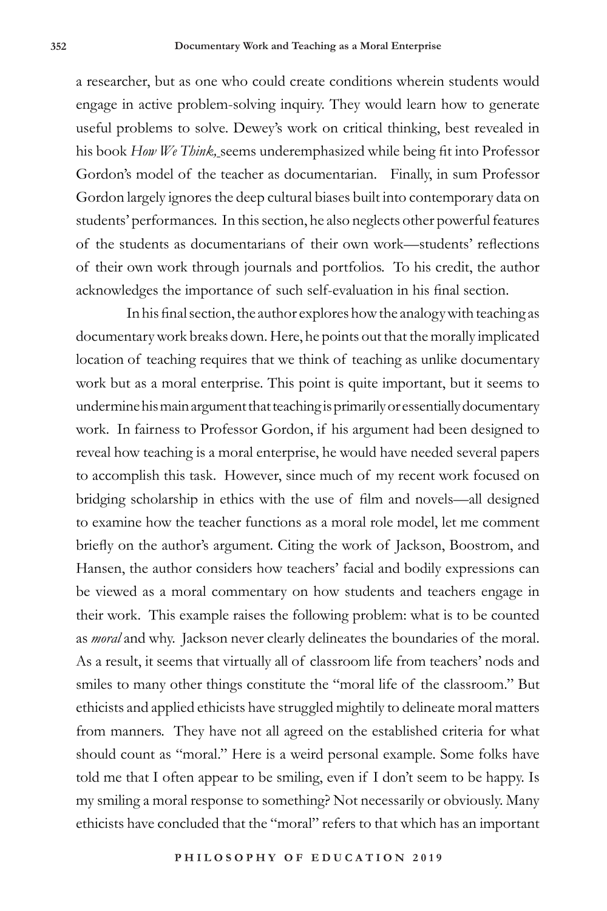a researcher, but as one who could create conditions wherein students would engage in active problem-solving inquiry. They would learn how to generate useful problems to solve. Dewey's work on critical thinking, best revealed in his book *How We Think,* seems underemphasized while being fit into Professor Gordon's model of the teacher as documentarian. Finally, in sum Professor Gordon largely ignores the deep cultural biases built into contemporary data on students' performances. In this section, he also neglects other powerful features of the students as documentarians of their own work—students' reflections of their own work through journals and portfolios. To his credit, the author acknowledges the importance of such self-evaluation in his final section.

In his final section, the author explores how the analogy with teaching as documentary work breaks down. Here, he points out that the morally implicated location of teaching requires that we think of teaching as unlike documentary work but as a moral enterprise. This point is quite important, but it seems to undermine his main argument that teaching is primarily or essentially documentary work. In fairness to Professor Gordon, if his argument had been designed to reveal how teaching is a moral enterprise, he would have needed several papers to accomplish this task. However, since much of my recent work focused on bridging scholarship in ethics with the use of film and novels—all designed to examine how the teacher functions as a moral role model, let me comment briefly on the author's argument. Citing the work of Jackson, Boostrom, and Hansen, the author considers how teachers' facial and bodily expressions can be viewed as a moral commentary on how students and teachers engage in their work. This example raises the following problem: what is to be counted as *moral* and why. Jackson never clearly delineates the boundaries of the moral. As a result, it seems that virtually all of classroom life from teachers' nods and smiles to many other things constitute the "moral life of the classroom." But ethicists and applied ethicists have struggled mightily to delineate moral matters from manners. They have not all agreed on the established criteria for what should count as "moral." Here is a weird personal example. Some folks have told me that I often appear to be smiling, even if I don't seem to be happy. Is my smiling a moral response to something? Not necessarily or obviously. Many ethicists have concluded that the "moral" refers to that which has an important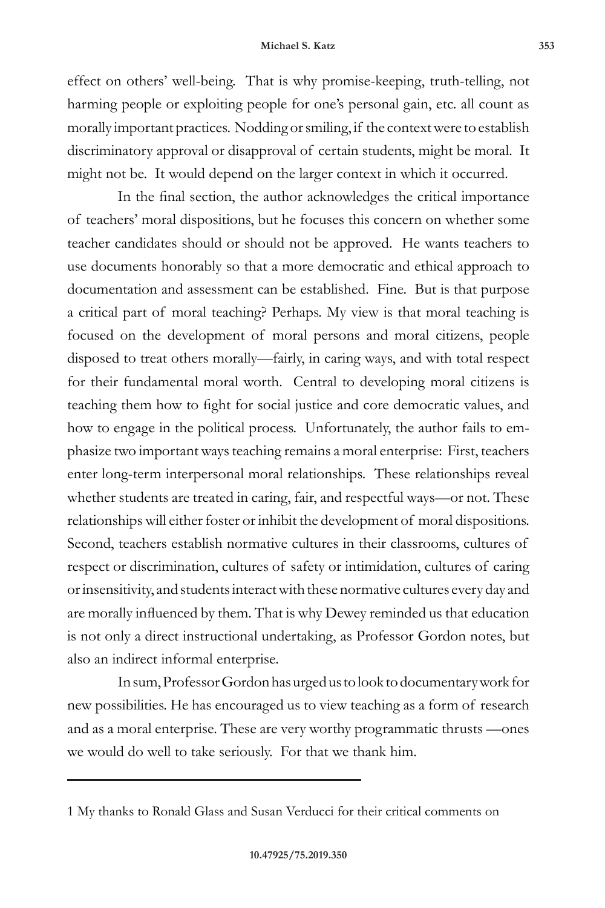effect on others' well-being. That is why promise-keeping, truth-telling, not harming people or exploiting people for one's personal gain, etc. all count as morally important practices. Nodding or smiling, if the context were to establish discriminatory approval or disapproval of certain students, might be moral. It might not be. It would depend on the larger context in which it occurred.

In the final section, the author acknowledges the critical importance of teachers' moral dispositions, but he focuses this concern on whether some teacher candidates should or should not be approved. He wants teachers to use documents honorably so that a more democratic and ethical approach to documentation and assessment can be established. Fine. But is that purpose a critical part of moral teaching? Perhaps. My view is that moral teaching is focused on the development of moral persons and moral citizens, people disposed to treat others morally—fairly, in caring ways, and with total respect for their fundamental moral worth. Central to developing moral citizens is teaching them how to fight for social justice and core democratic values, and how to engage in the political process. Unfortunately, the author fails to emphasize two important ways teaching remains a moral enterprise: First, teachers enter long-term interpersonal moral relationships. These relationships reveal whether students are treated in caring, fair, and respectful ways—or not. These relationships will either foster or inhibit the development of moral dispositions. Second, teachers establish normative cultures in their classrooms, cultures of respect or discrimination, cultures of safety or intimidation, cultures of caring or insensitivity, and students interact with these normative cultures every day and are morally influenced by them. That is why Dewey reminded us that education is not only a direct instructional undertaking, as Professor Gordon notes, but also an indirect informal enterprise.

In sum, Professor Gordon has urged us to look to documentary work for new possibilities. He has encouraged us to view teaching as a form of research and as a moral enterprise. These are very worthy programmatic thrusts —ones we would do well to take seriously. For that we thank him.

---

1 My thanks to Ronald Glass and Susan Verducci for their critical comments on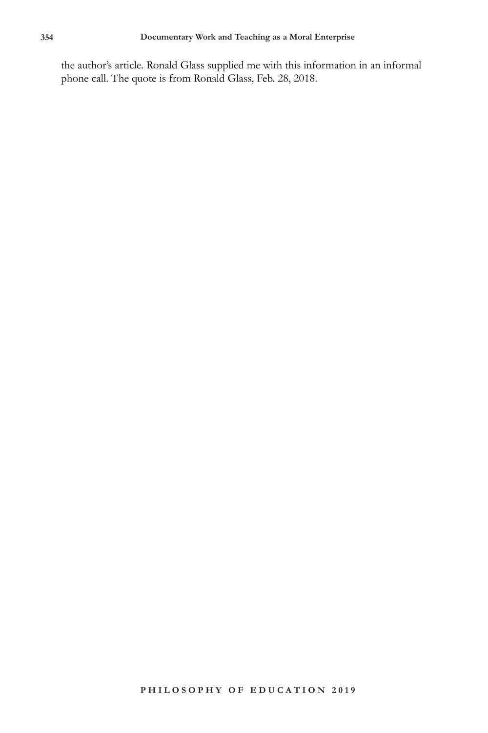the author's article. Ronald Glass supplied me with this information in an informal phone call. The quote is from Ronald Glass, Feb. 28, 2018.